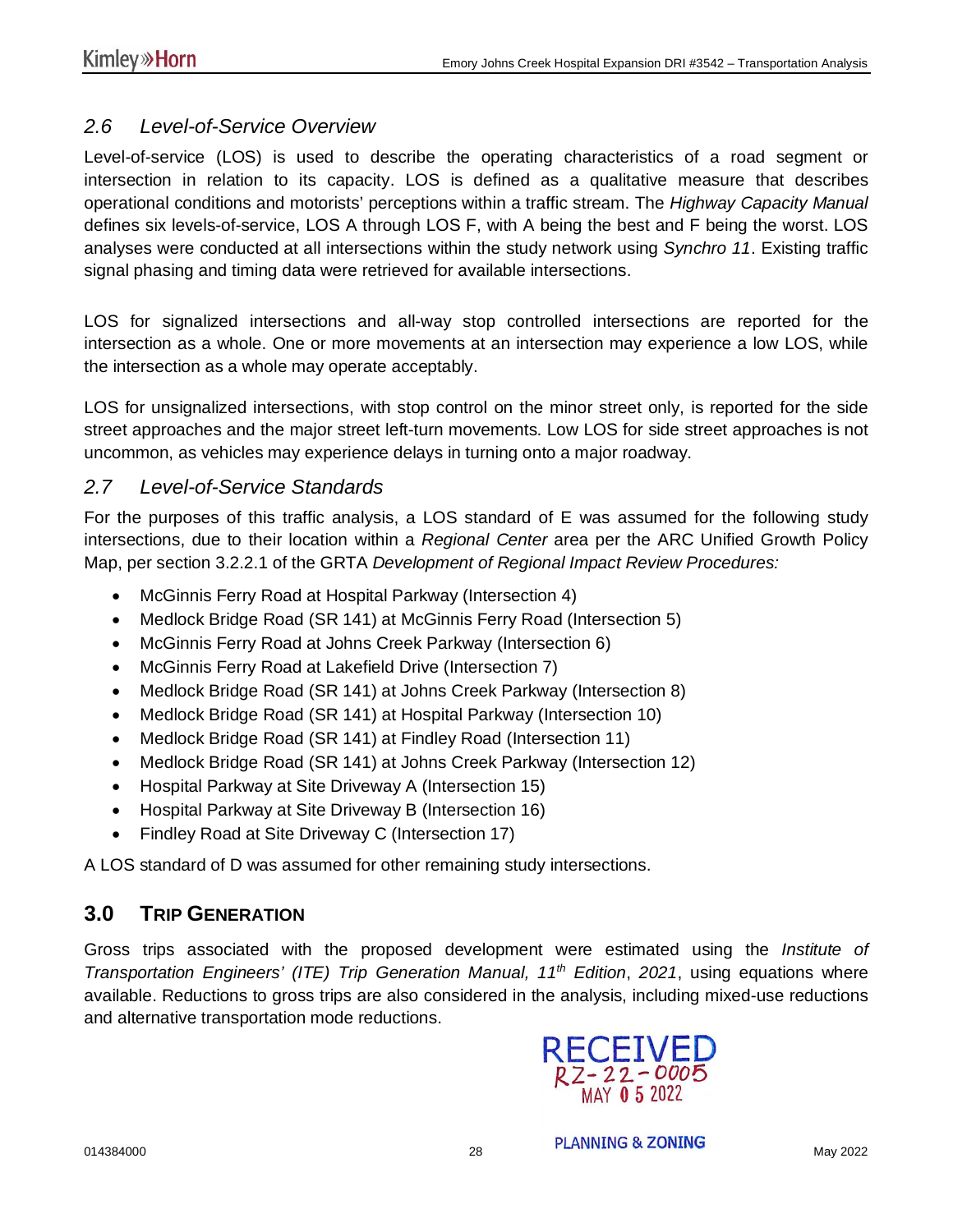## 2.6 Level-of-Service Overview

Level-of-service (LOS) is used to describe the operating characteristics of a road segment or intersection in relation to its capacity. LOS is defined as a qualitative measure that describes operational conditions and motorists' perceptions within a traffic stream. The *Highway Capacity Manual* defines six levels-of-service, LOS A through LOS F, with A being the best and F being the worst. LOS analyses were conducted at all intersections within the study network using *Synchro 11*. Existing traffic signal phasing and timing data were retrieved for available intersections.

LOS for signalized intersections and all-way stop controlled intersections are reported for the intersection as a whole. One or more movements at an intersection may experience a low LOS, while the intersection as a whole may operate acceptably.

LOS for unsignalized intersections, with stop control on the minor street only, is reported for the side street approaches and the major street left-turn movements. Low LOS for side street approaches is not uncommon, as vehicles may experience delays in turning onto a major roadway.

## 2.7 Level-of-Service Standards

For the purposes of this traffic analysis, a LOS standard of E was assumed for the following study intersections, due to their location within a *Regional Center* area per the ARC Unified Growth Policy Map, per section 3.2.2.1 of the GRTA *Development of Regional Impact Review Procedures:*

- McGinnis Ferry Road at Hospital Parkway (Intersection 4)
- Medlock Bridge Road (SR 141) at McGinnis Ferry Road (Intersection 5)
- McGinnis Ferry Road at Johns Creek Parkway (Intersection 6)
- McGinnis Ferry Road at Lakefield Drive (Intersection 7)
- Medlock Bridge Road (SR 141) at Johns Creek Parkway (Intersection 8)
- Medlock Bridge Road (SR 141) at Hospital Parkway (Intersection 10)
- Medlock Bridge Road (SR 141) at Findley Road (Intersection 11)
- Medlock Bridge Road (SR 141) at Johns Creek Parkway (Intersection 12)
- Hospital Parkway at Site Driveway A (Intersection 15)
- Hospital Parkway at Site Driveway B (Intersection 16)
- Findley Road at Site Driveway C (Intersection 17)

A LOS standard of D was assumed for other remaining study intersections.

# 3.0 TRIP GENERATION

Gross trips associated with the proposed development were estimated using the *Institute of Transportation Engineers' (ITE) Trip Generation Manual, 11th Edition*, *2021*, using equations where available. Reductions to gross trips are also considered in the analysis, including mixed-use reductions and alternative transportation mode reductions.

RECEIVED
RZ-22-0005
MAY 05 2022
PLANNING & ZONING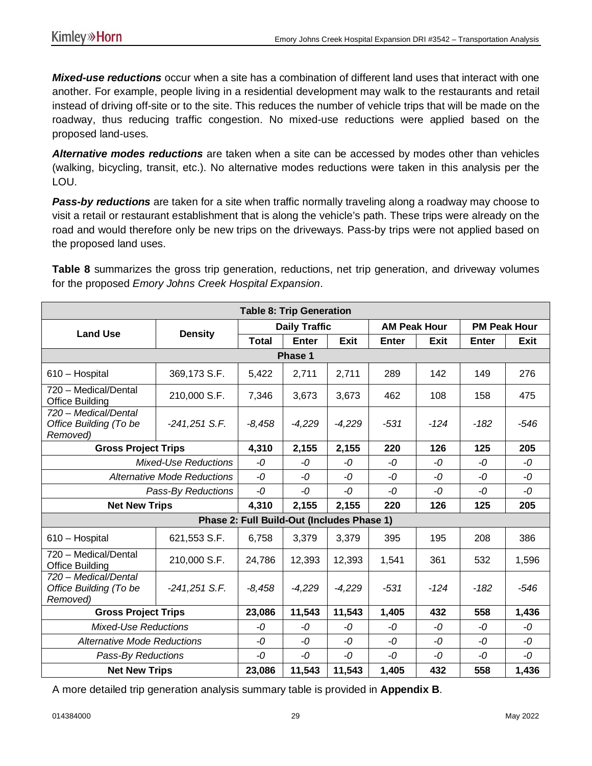***Mixed-use reductions*** occur when a site has a combination of different land uses that interact with one another. For example, people living in a residential development may walk to the restaurants and retail instead of driving off-site or to the site. This reduces the number of vehicle trips that will be made on the roadway, thus reducing traffic congestion. No mixed-use reductions were applied based on the proposed land-uses.

***Alternative modes reductions*** are taken when a site can be accessed by modes other than vehicles (walking, bicycling, transit, etc.). No alternative modes reductions were taken in this analysis per the LOU.

***Pass-by reductions*** are taken for a site when traffic normally traveling along a roadway may choose to visit a retail or restaurant establishment that is along the vehicle's path. These trips were already on the road and would therefore only be new trips on the driveways. Pass-by trips were not applied based on the proposed land uses.

**Table 8** summarizes the gross trip generation, reductions, net trip generation, and driveway volumes for the proposed *Emory Johns Creek Hospital Expansion*.

| Table 8: Trip Generation | | | | | | | | |
|---|---|---|---|---|---|---|---|---|
| **Land Use** | **Density** | **Daily Traffic** | | | **AM Peak Hour** | | **PM Peak Hour** | |
| | | **Total** | **Enter** | **Exit** | **Enter** | **Exit** | **Enter** | **Exit** |
| **Phase 1** | | | | | | | | |
| 610 – Hospital | 369,173 S.F. | 5,422 | 2,711 | 2,711 | 289 | 142 | 149 | 276 |
| 720 – Medical/Dental Office Building | 210,000 S.F. | 7,346 | 3,673 | 3,673 | 462 | 108 | 158 | 475 |
| *720 – Medical/Dental Office Building (To be Removed)* | *-241,251 S.F.* | *-8,458* | *-4,229* | *-4,229* | *-531* | *-124* | *-182* | *-546* |
| **Gross Project Trips** | | **4,310** | **2,155** | **2,155** | **220** | **126** | **125** | **205** |
| *Mixed-Use Reductions* | | *-0* | *-0* | *-0* | *-0* | *-0* | *-0* | *-0* |
| *Alternative Mode Reductions* | | *-0* | *-0* | *-0* | *-0* | *-0* | *-0* | *-0* |
| *Pass-By Reductions* | | *-0* | *-0* | *-0* | *-0* | *-0* | *-0* | *-0* |
| **Net New Trips** | | **4,310** | **2,155** | **2,155** | **220** | **126** | **125** | **205** |
| **Phase 2: Full Build-Out (Includes Phase 1)** | | | | | | | | |
| 610 – Hospital | 621,553 S.F. | 6,758 | 3,379 | 3,379 | 395 | 195 | 208 | 386 |
| 720 – Medical/Dental Office Building | 210,000 S.F. | 24,786 | 12,393 | 12,393 | 1,541 | 361 | 532 | 1,596 |
| *720 – Medical/Dental Office Building (To be Removed)* | *-241,251 S.F.* | *-8,458* | *-4,229* | *-4,229* | *-531* | *-124* | *-182* | *-546* |
| **Gross Project Trips** | | **23,086** | **11,543** | **11,543** | **1,405** | **432** | **558** | **1,436** |
| *Mixed-Use Reductions* | | *-0* | *-0* | *-0* | *-0* | *-0* | *-0* | *-0* |
| *Alternative Mode Reductions* | | *-0* | *-0* | *-0* | *-0* | *-0* | *-0* | *-0* |
| *Pass-By Reductions* | | *-0* | *-0* | *-0* | *-0* | *-0* | *-0* | *-0* |
| **Net New Trips** | | **23,086** | **11,543** | **11,543** | **1,405** | **432** | **558** | **1,436** |

A more detailed trip generation analysis summary table is provided in **Appendix B**.